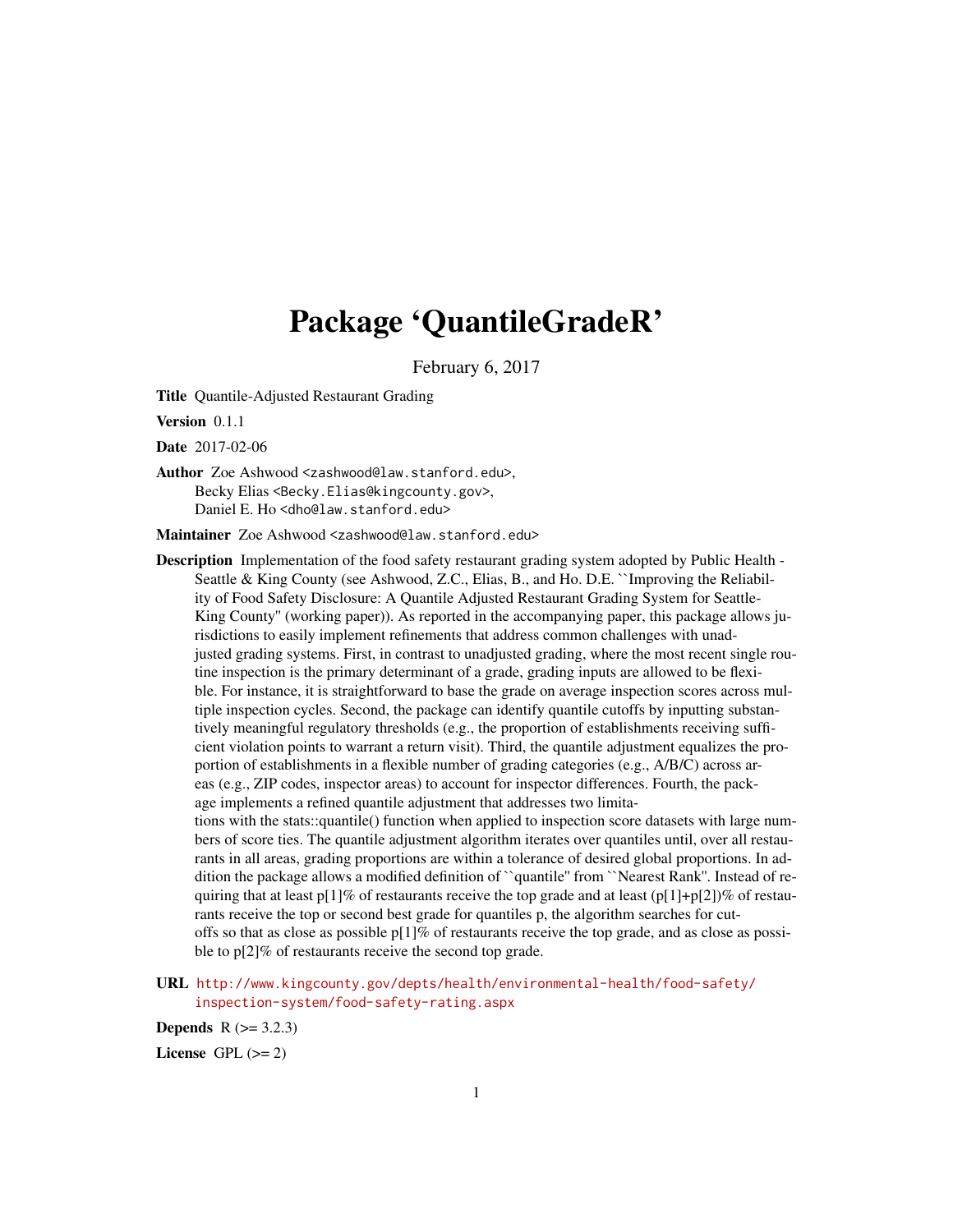# Package 'QuantileGradeR'

February 6, 2017

**Title** Quantile-Adjusted Restaurant Grading

**Version** 0.1.1

**Date** 2017-02-06

**Author** Zoe Ashwood <zashwood@law.stanford.edu>,
Becky Elias <Becky.Elias@kingcounty.gov>,
Daniel E. Ho <dho@law.stanford.edu>

**Maintainer** Zoe Ashwood <zashwood@law.stanford.edu>

**Description** Implementation of the food safety restaurant grading system adopted by Public Health - Seattle & King County (see Ashwood, Z.C., Elias, B., and Ho. D.E. ``Improving the Reliability of Food Safety Disclosure: A Quantile Adjusted Restaurant Grading System for Seattle-King County'' (working paper)). As reported in the accompanying paper, this package allows jurisdictions to easily implement refinements that address common challenges with unadjusted grading systems. First, in contrast to unadjusted grading, where the most recent single routine inspection is the primary determinant of a grade, grading inputs are allowed to be flexible. For instance, it is straightforward to base the grade on average inspection scores across multiple inspection cycles. Second, the package can identify quantile cutoffs by inputting substantively meaningful regulatory thresholds (e.g., the proportion of establishments receiving sufficient violation points to warrant a return visit). Third, the quantile adjustment equalizes the proportion of establishments in a flexible number of grading categories (e.g., A/B/C) across areas (e.g., ZIP codes, inspector areas) to account for inspector differences. Fourth, the package implements a refined quantile adjustment that addresses two limitations with the stats::quantile() function when applied to inspection score datasets with large numbers of score ties. The quantile adjustment algorithm iterates over quantiles until, over all restaurants in all areas, grading proportions are within a tolerance of desired global proportions. In addition the package allows a modified definition of ``quantile'' from ``Nearest Rank''. Instead of requiring that at least p[1]% of restaurants receive the top grade and at least (p[1]+p[2])% of restaurants receive the top or second best grade for quantiles p, the algorithm searches for cutoffs so that as close as possible p[1]% of restaurants receive the top grade, and as close as possible to p[2]% of restaurants receive the second top grade.

**URL** http://www.kingcounty.gov/depts/health/environmental-health/food-safety/inspection-system/food-safety-rating.aspx

**Depends** R (>= 3.2.3)

**License** GPL (>= 2)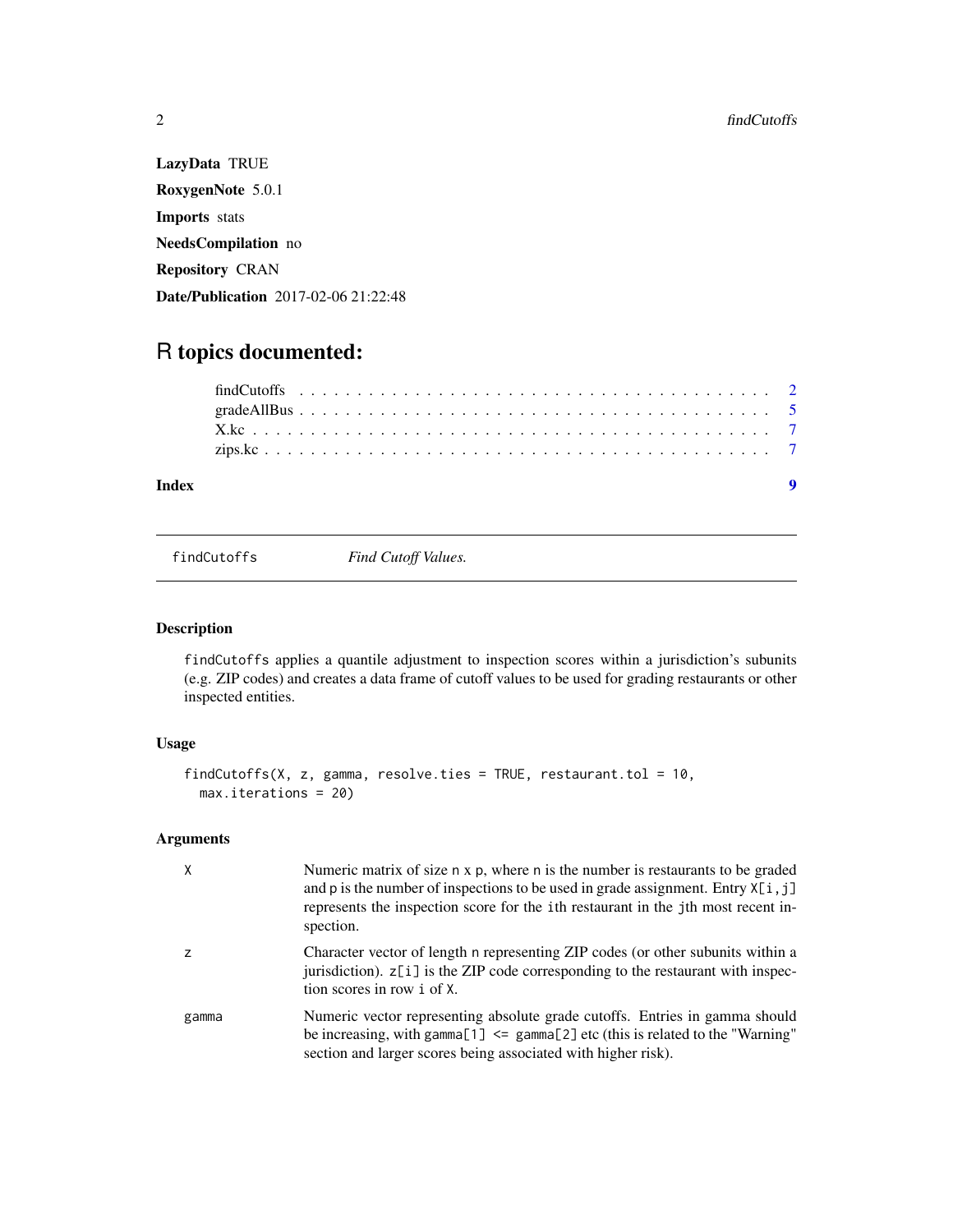**LazyData** TRUE

**RoxygenNote** 5.0.1

**Imports** stats

**NeedsCompilation** no

**Repository** CRAN

**Date/Publication** 2017-02-06 21:22:48

# R topics documented:

findCutoffs . . . . . . . . . . . . . . . . . . . . . . . . . . . . . . . . . . . . . . . . . 2
gradeAllBus . . . . . . . . . . . . . . . . . . . . . . . . . . . . . . . . . . . . . . . . . 5
X.kc . . . . . . . . . . . . . . . . . . . . . . . . . . . . . . . . . . . . . . . . . . . . . 7
zips.kc . . . . . . . . . . . . . . . . . . . . . . . . . . . . . . . . . . . . . . . . . . . 7

**Index** **9**

---

`findCutoffs` *Find Cutoff Values.*

---

## Description

`findCutoffs` applies a quantile adjustment to inspection scores within a jurisdiction's subunits (e.g. ZIP codes) and creates a data frame of cutoff values to be used for grading restaurants or other inspected entities.

## Usage

```
findCutoffs(X, z, gamma, resolve.ties = TRUE, restaurant.tol = 10,
  max.iterations = 20)
```

## Arguments

| | |
|---|---|
| `X` | Numeric matrix of size `n x p`, where `n` is the number is restaurants to be graded and `p` is the number of inspections to be used in grade assignment. Entry `X[i,j]` represents the inspection score for the `i`th restaurant in the `j`th most recent inspection. |
| `z` | Character vector of length `n` representing ZIP codes (or other subunits within a jurisdiction). `z[i]` is the ZIP code corresponding to the restaurant with inspection scores in row `i` of `X`. |
| `gamma` | Numeric vector representing absolute grade cutoffs. Entries in gamma should be increasing, with `gamma[1] <= gamma[2]` etc (this is related to the "Warning" section and larger scores being associated with higher risk). |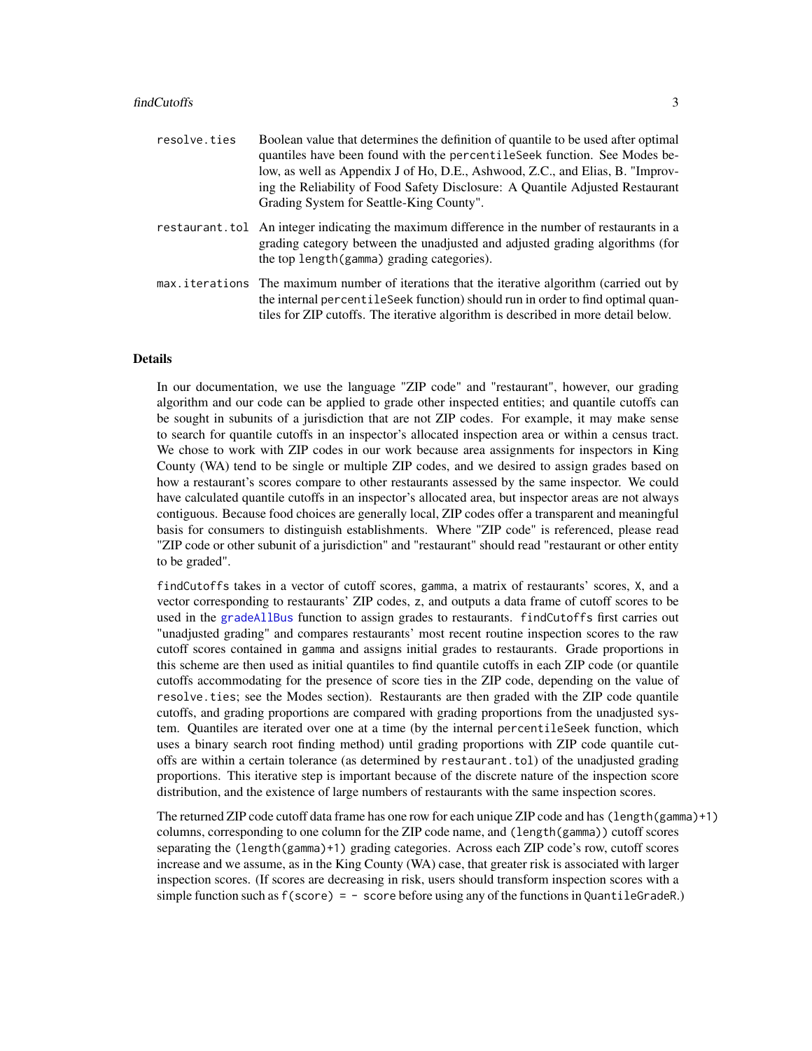| | |
|---|---|
| `resolve.ties` | Boolean value that determines the definition of quantile to be used after optimal quantiles have been found with the `percentileSeek` function. See Modes below, as well as Appendix J of Ho, D.E., Ashwood, Z.C., and Elias, B. "Improving the Reliability of Food Safety Disclosure: A Quantile Adjusted Restaurant Grading System for Seattle-King County". |
| `restaurant.tol` | An integer indicating the maximum difference in the number of restaurants in a grading category between the unadjusted and adjusted grading algorithms (for the top `length(gamma)` grading categories). |
| `max.iterations` | The maximum number of iterations that the iterative algorithm (carried out by the internal `percentileSeek` function) should run in order to find optimal quantiles for ZIP cutoffs. The iterative algorithm is described in more detail below. |

## Details

In our documentation, we use the language "ZIP code" and "restaurant", however, our grading algorithm and our code can be applied to grade other inspected entities; and quantile cutoffs can be sought in subunits of a jurisdiction that are not ZIP codes. For example, it may make sense to search for quantile cutoffs in an inspector's allocated inspection area or within a census tract. We chose to work with ZIP codes in our work because area assignments for inspectors in King County (WA) tend to be single or multiple ZIP codes, and we desired to assign grades based on how a restaurant's scores compare to other restaurants assessed by the same inspector. We could have calculated quantile cutoffs in an inspector's allocated area, but inspector areas are not always contiguous. Because food choices are generally local, ZIP codes offer a transparent and meaningful basis for consumers to distinguish establishments. Where "ZIP code" is referenced, please read "ZIP code or other subunit of a jurisdiction" and "restaurant" should read "restaurant or other entity to be graded".

`findCutoffs` takes in a vector of cutoff scores, `gamma`, a matrix of restaurants' scores, `X`, and a vector corresponding to restaurants' ZIP codes, `z`, and outputs a data frame of cutoff scores to be used in the `gradeAllBus` function to assign grades to restaurants. `findCutoffs` first carries out "unadjusted grading" and compares restaurants' most recent routine inspection scores to the raw cutoff scores contained in `gamma` and assigns initial grades to restaurants. Grade proportions in this scheme are then used as initial quantiles to find quantile cutoffs in each ZIP code (or quantile cutoffs accommodating for the presence of score ties in the ZIP code, depending on the value of `resolve.ties`; see the Modes section). Restaurants are then graded with the ZIP code quantile cutoffs, and grading proportions are compared with grading proportions from the unadjusted system. Quantiles are iterated over one at a time (by the internal `percentileSeek` function, which uses a binary search root finding method) until grading proportions with ZIP code quantile cutoffs are within a certain tolerance (as determined by `restaurant.tol`) of the unadjusted grading proportions. This iterative step is important because of the discrete nature of the inspection score distribution, and the existence of large numbers of restaurants with the same inspection scores.

The returned ZIP code cutoff data frame has one row for each unique ZIP code and has `(length(gamma)+1)` columns, corresponding to one column for the ZIP code name, and `(length(gamma))` cutoff scores separating the `(length(gamma)+1)` grading categories. Across each ZIP code's row, cutoff scores increase and we assume, as in the King County (WA) case, that greater risk is associated with larger inspection scores. (If scores are decreasing in risk, users should transform inspection scores with a simple function such as `f(score) = - score` before using any of the functions in `QuantileGradeR`.)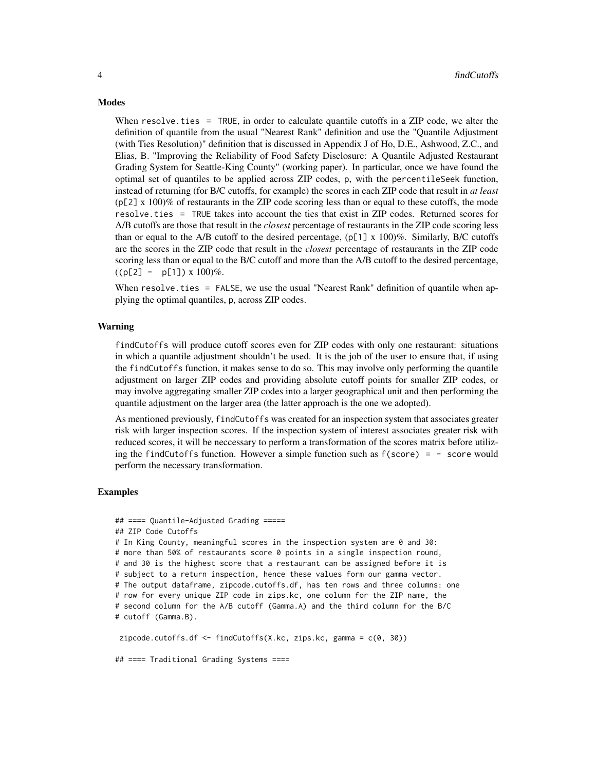### Modes

When `resolve.ties = TRUE`, in order to calculate quantile cutoffs in a ZIP code, we alter the definition of quantile from the usual "Nearest Rank" definition and use the "Quantile Adjustment (with Ties Resolution)" definition that is discussed in Appendix J of Ho, D.E., Ashwood, Z.C., and Elias, B. "Improving the Reliability of Food Safety Disclosure: A Quantile Adjusted Restaurant Grading System for Seattle-King County" (working paper). In particular, once we have found the optimal set of quantiles to be applied across ZIP codes, `p`, with the `percentileSeek` function, instead of returning (for B/C cutoffs, for example) the scores in each ZIP code that result in *at least* (`p[2]` x 100)% of restaurants in the ZIP code scoring less than or equal to these cutoffs, the mode `resolve.ties = TRUE` takes into account the ties that exist in ZIP codes. Returned scores for A/B cutoffs are those that result in the *closest* percentage of restaurants in the ZIP code scoring less than or equal to the A/B cutoff to the desired percentage, (`p[1]` x 100)%. Similarly, B/C cutoffs are the scores in the ZIP code that result in the *closest* percentage of restaurants in the ZIP code scoring less than or equal to the B/C cutoff and more than the A/B cutoff to the desired percentage, ((`p[2] - p[1]`) x 100)%.

When `resolve.ties = FALSE`, we use the usual "Nearest Rank" definition of quantile when applying the optimal quantiles, `p`, across ZIP codes.

### Warning

`findCutoffs` will produce cutoff scores even for ZIP codes with only one restaurant: situations in which a quantile adjustment shouldn't be used. It is the job of the user to ensure that, if using the `findCutoffs` function, it makes sense to do so. This may involve only performing the quantile adjustment on larger ZIP codes and providing absolute cutoff points for smaller ZIP codes, or may involve aggregating smaller ZIP codes into a larger geographical unit and then performing the quantile adjustment on the larger area (the latter approach is the one we adopted).

As mentioned previously, `findCutoffs` was created for an inspection system that associates greater risk with larger inspection scores. If the inspection system of interest associates greater risk with reduced scores, it will be neccessary to perform a transformation of the scores matrix before utilizing the `findCutoffs` function. However a simple function such as `f(score) = - score` would perform the necessary transformation.

### Examples

```
## ==== Quantile-Adjusted Grading =====
## ZIP Code Cutoffs
# In King County, meaningful scores in the inspection system are 0 and 30:
# more than 50% of restaurants score 0 points in a single inspection round,
# and 30 is the highest score that a restaurant can be assigned before it is
# subject to a return inspection, hence these values form our gamma vector.
# The output dataframe, zipcode.cutoffs.df, has ten rows and three columns: one
# row for every unique ZIP code in zips.kc, one column for the ZIP name, the
# second column for the A/B cutoff (Gamma.A) and the third column for the B/C
# cutoff (Gamma.B).

 zipcode.cutoffs.df <- findCutoffs(X.kc, zips.kc, gamma = c(0, 30))

## ==== Traditional Grading Systems ====
```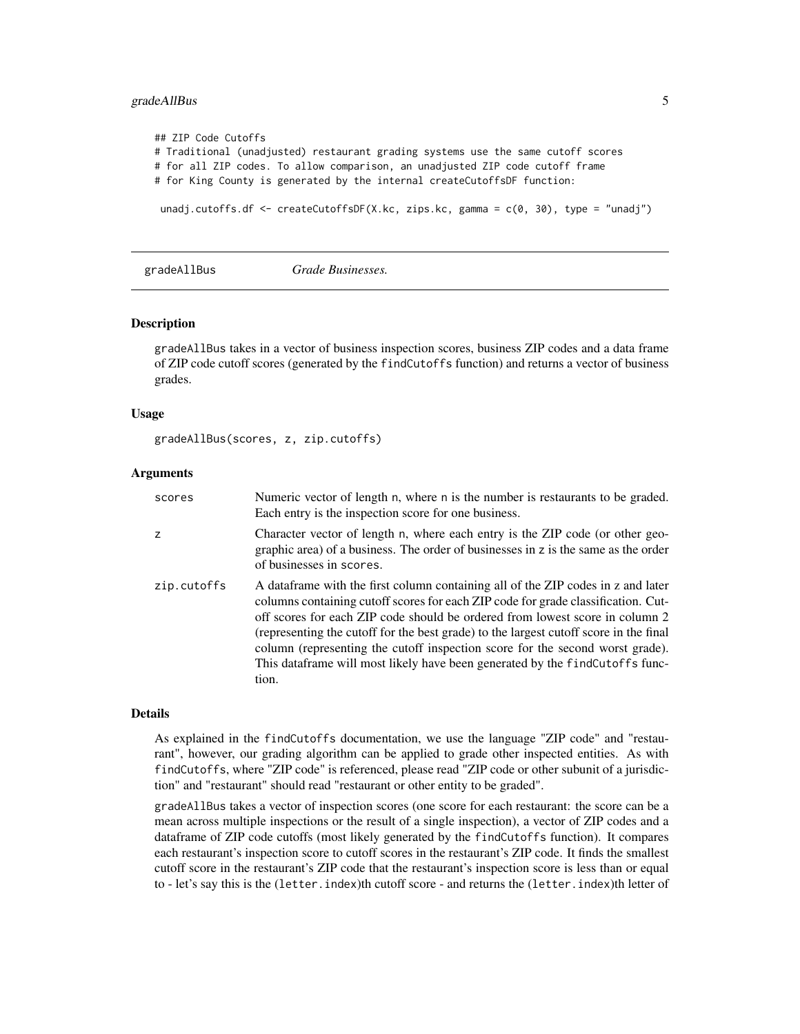```
## ZIP Code Cutoffs
# Traditional (unadjusted) restaurant grading systems use the same cutoff scores
# for all ZIP codes. To allow comparison, an unadjusted ZIP code cutoff frame
# for King County is generated by the internal createCutoffsDF function:

 unadj.cutoffs.df <- createCutoffsDF(X.kc, zips.kc, gamma = c(0, 30), type = "unadj")
```

---

## gradeAllBus — *Grade Businesses.*

---

### Description

gradeAllBus takes in a vector of business inspection scores, business ZIP codes and a data frame of ZIP code cutoff scores (generated by the findCutoffs function) and returns a vector of business grades.

### Usage

```
gradeAllBus(scores, z, zip.cutoffs)
```

### Arguments

| | |
|---|---|
| scores | Numeric vector of length n, where n is the number is restaurants to be graded. Each entry is the inspection score for one business. |
| z | Character vector of length n, where each entry is the ZIP code (or other geographic area) of a business. The order of businesses in z is the same as the order of businesses in scores. |
| zip.cutoffs | A dataframe with the first column containing all of the ZIP codes in z and later columns containing cutoff scores for each ZIP code for grade classification. Cutoff scores for each ZIP code should be ordered from lowest score in column 2 (representing the cutoff for the best grade) to the largest cutoff score in the final column (representing the cutoff inspection score for the second worst grade). This dataframe will most likely have been generated by the findCutoffs function. |

### Details

As explained in the findCutoffs documentation, we use the language "ZIP code" and "restaurant", however, our grading algorithm can be applied to grade other inspected entities. As with findCutoffs, where "ZIP code" is referenced, please read "ZIP code or other subunit of a jurisdiction" and "restaurant" should read "restaurant or other entity to be graded".

gradeAllBus takes a vector of inspection scores (one score for each restaurant: the score can be a mean across multiple inspections or the result of a single inspection), a vector of ZIP codes and a dataframe of ZIP code cutoffs (most likely generated by the findCutoffs function). It compares each restaurant's inspection score to cutoff scores in the restaurant's ZIP code. It finds the smallest cutoff score in the restaurant's ZIP code that the restaurant's inspection score is less than or equal to - let's say this is the (letter.index)th cutoff score - and returns the (letter.index)th letter of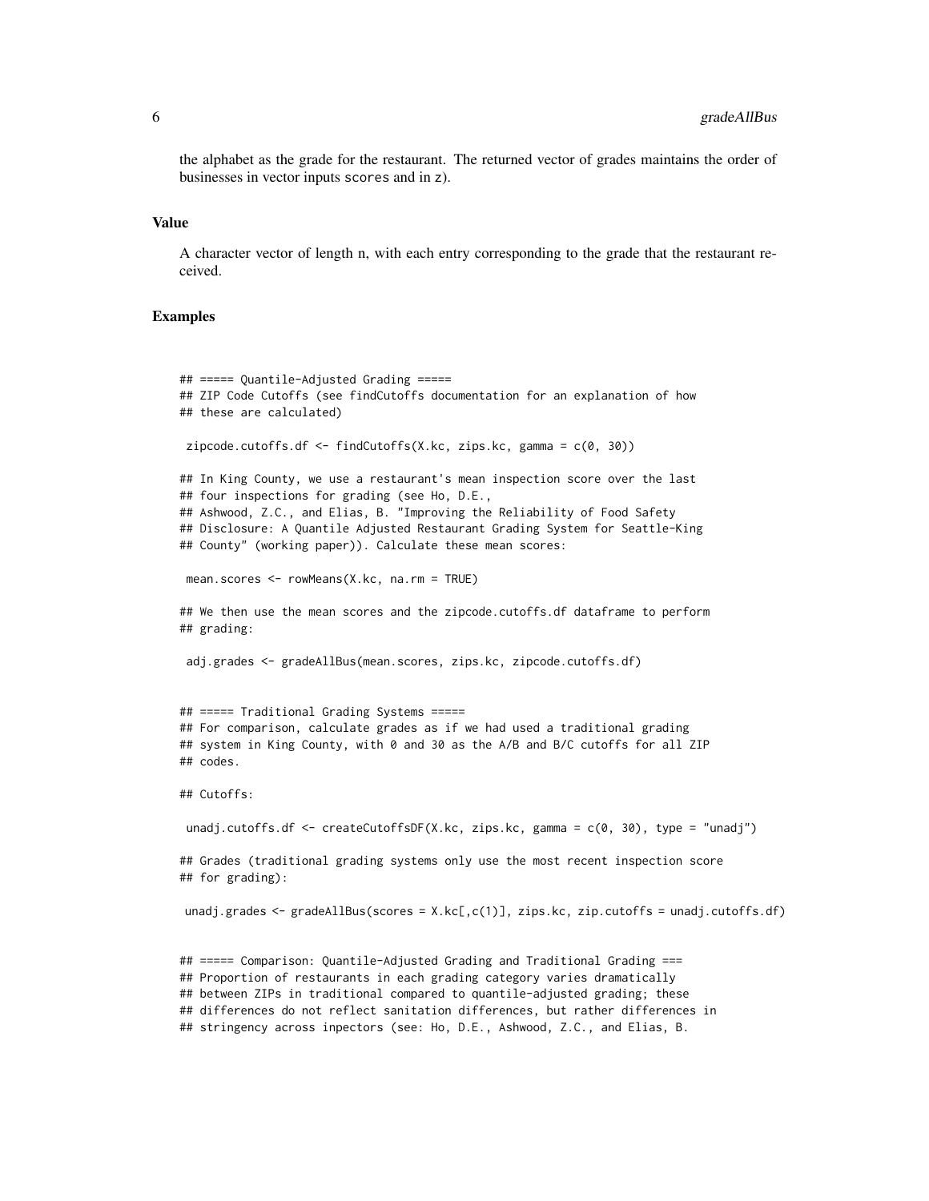the alphabet as the grade for the restaurant. The returned vector of grades maintains the order of businesses in vector inputs `scores` and in `z`).

## Value

A character vector of length n, with each entry corresponding to the grade that the restaurant received.

## Examples

```
## ===== Quantile-Adjusted Grading =====
## ZIP Code Cutoffs (see findCutoffs documentation for an explanation of how
## these are calculated)

 zipcode.cutoffs.df <- findCutoffs(X.kc, zips.kc, gamma = c(0, 30))

## In King County, we use a restaurant's mean inspection score over the last
## four inspections for grading (see Ho, D.E.,
## Ashwood, Z.C., and Elias, B. "Improving the Reliability of Food Safety
## Disclosure: A Quantile Adjusted Restaurant Grading System for Seattle-King
## County" (working paper)). Calculate these mean scores:

 mean.scores <- rowMeans(X.kc, na.rm = TRUE)

## We then use the mean scores and the zipcode.cutoffs.df dataframe to perform
## grading:

 adj.grades <- gradeAllBus(mean.scores, zips.kc, zipcode.cutoffs.df)


## ===== Traditional Grading Systems =====
## For comparison, calculate grades as if we had used a traditional grading
## system in King County, with 0 and 30 as the A/B and B/C cutoffs for all ZIP
## codes.

## Cutoffs:

 unadj.cutoffs.df <- createCutoffsDF(X.kc, zips.kc, gamma = c(0, 30), type = "unadj")

## Grades (traditional grading systems only use the most recent inspection score
## for grading):

 unadj.grades <- gradeAllBus(scores = X.kc[,c(1)], zips.kc, zip.cutoffs = unadj.cutoffs.df)


## ===== Comparison: Quantile-Adjusted Grading and Traditional Grading ===
## Proportion of restaurants in each grading category varies dramatically
## between ZIPs in traditional compared to quantile-adjusted grading; these
## differences do not reflect sanitation differences, but rather differences in
## stringency across inpectors (see: Ho, D.E., Ashwood, Z.C., and Elias, B.
```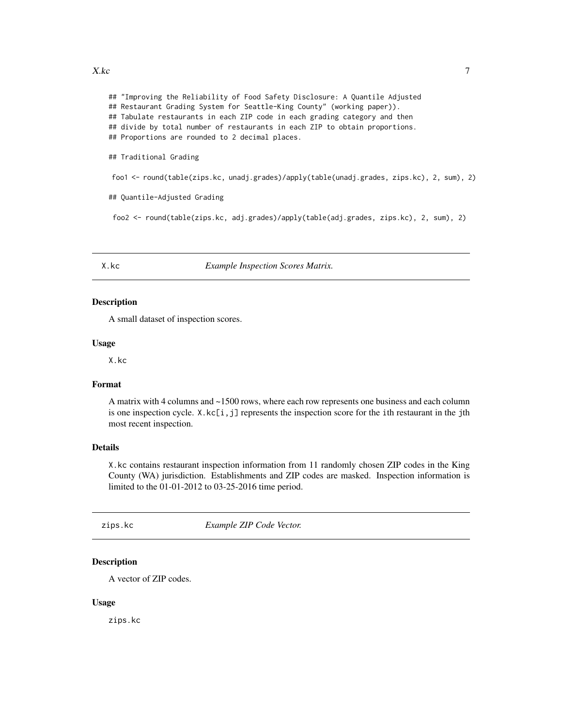```
## "Improving the Reliability of Food Safety Disclosure: A Quantile Adjusted
## Restaurant Grading System for Seattle-King County" (working paper)).
## Tabulate restaurants in each ZIP code in each grading category and then
## divide by total number of restaurants in each ZIP to obtain proportions.
## Proportions are rounded to 2 decimal places.

## Traditional Grading

 foo1 <- round(table(zips.kc, unadj.grades)/apply(table(unadj.grades, zips.kc), 2, sum), 2)

## Quantile-Adjusted Grading

 foo2 <- round(table(zips.kc, adj.grades)/apply(table(adj.grades, zips.kc), 2, sum), 2)
```

## X.kc — *Example Inspection Scores Matrix.*

### Description

A small dataset of inspection scores.

### Usage

```
X.kc
```

### Format

A matrix with 4 columns and ~1500 rows, where each row represents one business and each column is one inspection cycle. `X.kc[i,j]` represents the inspection score for the `i`th restaurant in the `j`th most recent inspection.

### Details

`X.kc` contains restaurant inspection information from 11 randomly chosen ZIP codes in the King County (WA) jurisdiction. Establishments and ZIP codes are masked. Inspection information is limited to the 01-01-2012 to 03-25-2016 time period.

## zips.kc — *Example ZIP Code Vector.*

### Description

A vector of ZIP codes.

### Usage

```
zips.kc
```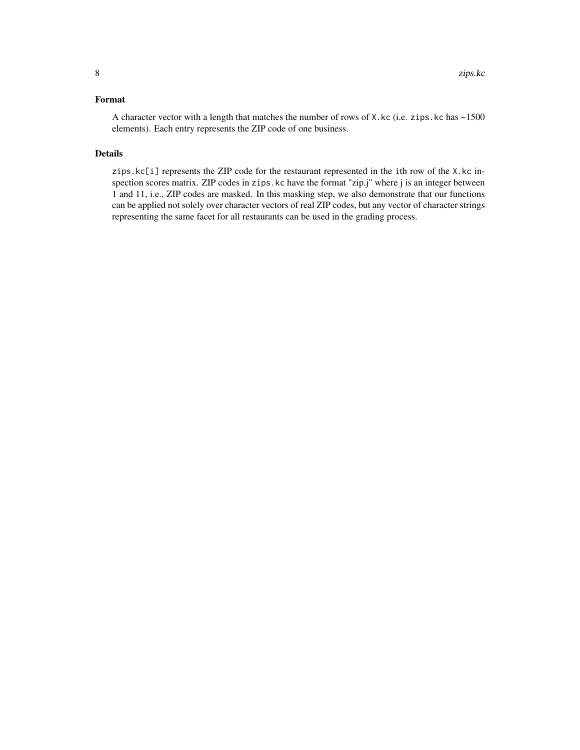## Format

A character vector with a length that matches the number of rows of `X.kc` (i.e. `zips.kc` has ~1500 elements). Each entry represents the ZIP code of one business.

## Details

`zips.kc[i]` represents the ZIP code for the restaurant represented in the `i`th row of the `X.kc` inspection scores matrix. ZIP codes in `zips.kc` have the format "zip.j" where j is an integer between 1 and 11, i.e., ZIP codes are masked. In this masking step, we also demonstrate that our functions can be applied not solely over character vectors of real ZIP codes, but any vector of character strings representing the same facet for all restaurants can be used in the grading process.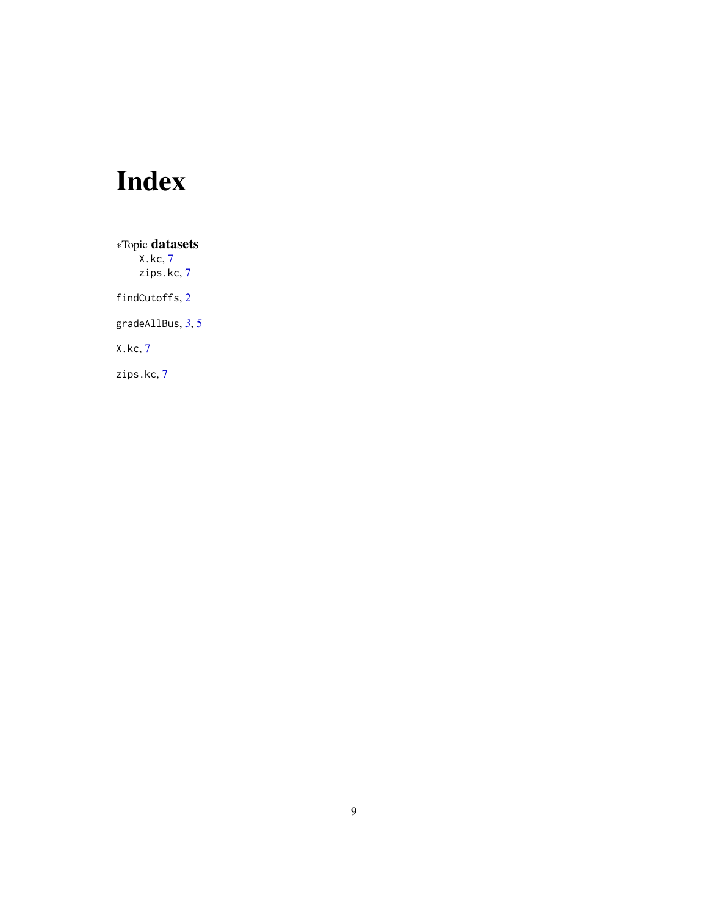# Index

*Topic **datasets**
    X.kc, 7
    zips.kc, 7

findCutoffs, 2

gradeAllBus, *3*, 5

X.kc, 7

zips.kc, 7